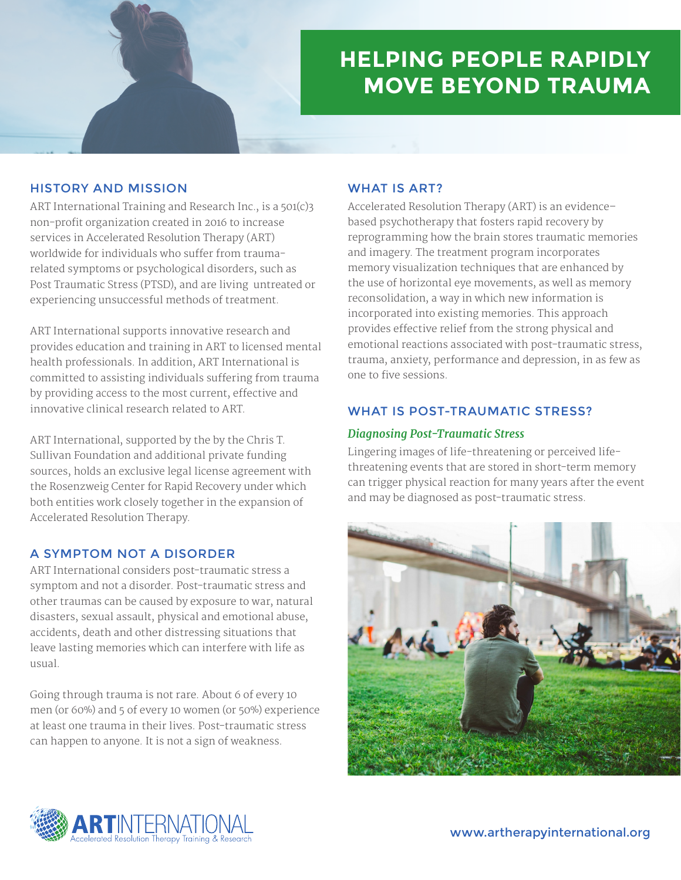# HELPING PEOPLE RAPIDLY MOVE BEYOND TRAUMA

## HISTORY AND MISSION

ART International Training and Research Inc., is a 501(c)3 non-profit organization created in 2016 to increase services in Accelerated Resolution Therapy (ART) worldwide for individuals who suffer from trauma-related symptoms or psychological disorders, such as Post Traumatic Stress (PTSD), and are living untreated or experiencing unsuccessful methods of treatment.

ART International supports innovative research and provides education and training in ART to licensed mental health professionals. In addition, ART International is committed to assisting individuals suffering from trauma by providing access to the most current, effective and innovative clinical research related to ART.

ART International, supported by the by the Chris T. Sullivan Foundation and additional private funding sources, holds an exclusive legal license agreement with the Rosenzweig Center for Rapid Recovery under which both entities work closely together in the expansion of Accelerated Resolution Therapy.

## A SYMPTOM NOT A DISORDER

ART International considers post-traumatic stress a symptom and not a disorder. Post-traumatic stress and other traumas can be caused by exposure to war, natural disasters, sexual assault, physical and emotional abuse, accidents, death and other distressing situations that leave lasting memories which can interfere with life as usual.

Going through trauma is not rare. About 6 of every 10 men (or 60%) and 5 of every 10 women (or 50%) experience at least one trauma in their lives. Post-traumatic stress can happen to anyone. It is not a sign of weakness.

## WHAT IS ART?

Accelerated Resolution Therapy (ART) is an evidence-based psychotherapy that fosters rapid recovery by reprogramming how the brain stores traumatic memories and imagery. The treatment program incorporates memory visualization techniques that are enhanced by the use of horizontal eye movements, as well as memory reconsolidation, a way in which new information is incorporated into existing memories. This approach provides effective relief from the strong physical and emotional reactions associated with post-traumatic stress, trauma, anxiety, performance and depression, in as few as one to five sessions.

## WHAT IS POST-TRAUMATIC STRESS?

### *Diagnosing Post-Traumatic Stress*

Lingering images of life-threatening or perceived life-threatening events that are stored in short-term memory can trigger physical reaction for many years after the event and may be diagnosed as post-traumatic stress.

**ART**INTERNATIONAL
Accelerated Resolution Therapy Training & Research

www.artherapyinternational.org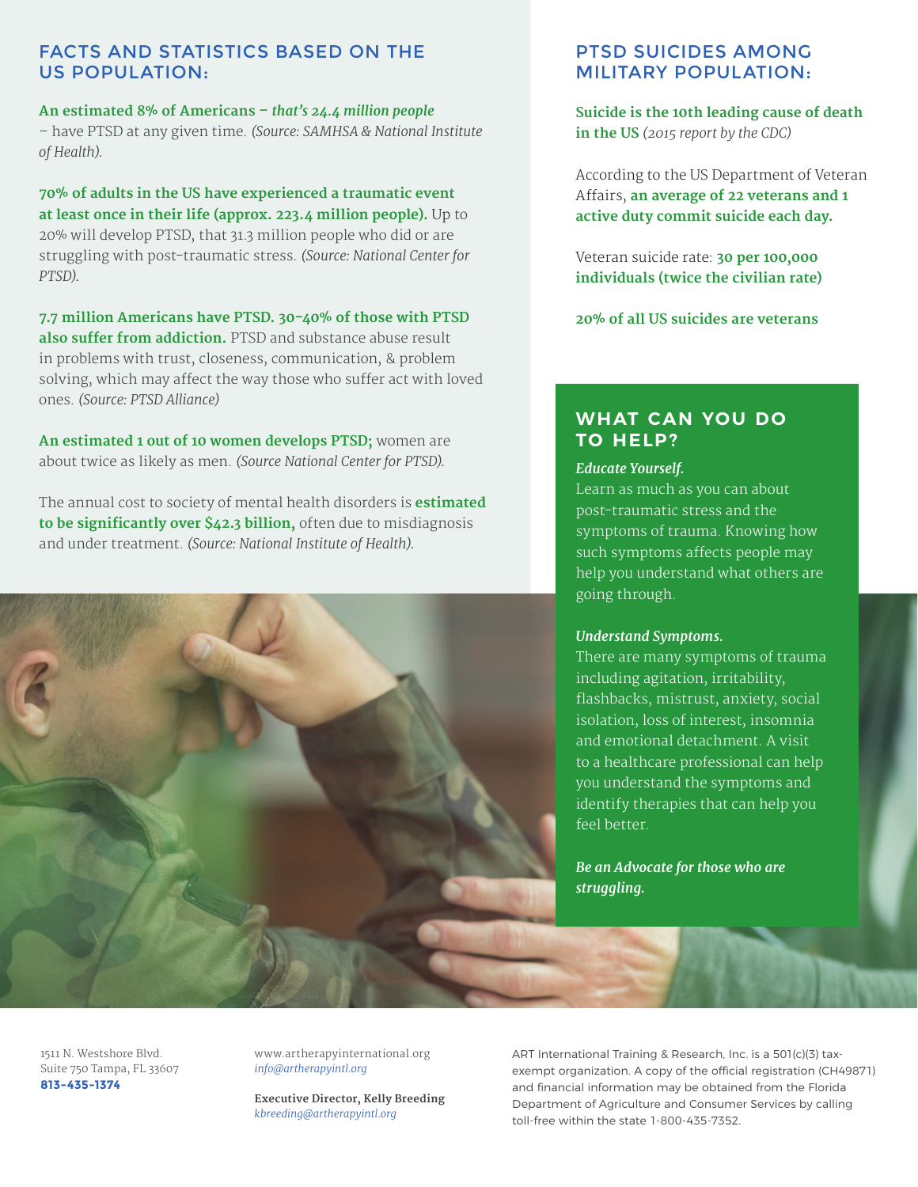## FACTS AND STATISTICS BASED ON THE US POPULATION:

**An estimated 8% of Americans – *that's 24.4 million people*** – have PTSD at any given time. *(Source: SAMHSA & National Institute of Health).*

**70% of adults in the US have experienced a traumatic event at least once in their life (approx. 223.4 million people).** Up to 20% will develop PTSD, that 31.3 million people who did or are struggling with post-traumatic stress. *(Source: National Center for PTSD).*

**7.7 million Americans have PTSD. 30-40% of those with PTSD also suffer from addiction.** PTSD and substance abuse result in problems with trust, closeness, communication, & problem solving, which may affect the way those who suffer act with loved ones. *(Source: PTSD Alliance)*

**An estimated 1 out of 10 women develops PTSD;** women are about twice as likely as men. *(Source National Center for PTSD).*

The annual cost to society of mental health disorders is **estimated to be significantly over $42.3 billion,** often due to misdiagnosis and under treatment. *(Source: National Institute of Health).*

## PTSD SUICIDES AMONG MILITARY POPULATION:

**Suicide is the 10th leading cause of death in the US** *(2015 report by the CDC)*

According to the US Department of Veteran Affairs, **an average of 22 veterans and 1 active duty commit suicide each day.**

Veteran suicide rate: **30 per 100,000 individuals (twice the civilian rate)**

**20% of all US suicides are veterans**

## WHAT CAN YOU DO TO HELP?

***Educate Yourself.***
Learn as much as you can about post-traumatic stress and the symptoms of trauma. Knowing how such symptoms affects people may help you understand what others are going through.

***Understand Symptoms.***
There are many symptoms of trauma including agitation, irritability, flashbacks, mistrust, anxiety, social isolation, loss of interest, insomnia and emotional detachment. A visit to a healthcare professional can help you understand the symptoms and identify therapies that can help you feel better.

***Be an Advocate for those who are struggling.***

1511 N. Westshore Blvd.
Suite 750 Tampa, FL 33607
**813-435-1374**

www.artherapyinternational.org
*info@artherapyintl.org*

**Executive Director, Kelly Breeding**
*kbreeding@artherapyintl.org*

ART International Training & Research, Inc. is a 501(c)(3) tax-exempt organization. A copy of the official registration (CH49871) and financial information may be obtained from the Florida Department of Agriculture and Consumer Services by calling toll-free within the state 1-800-435-7352.